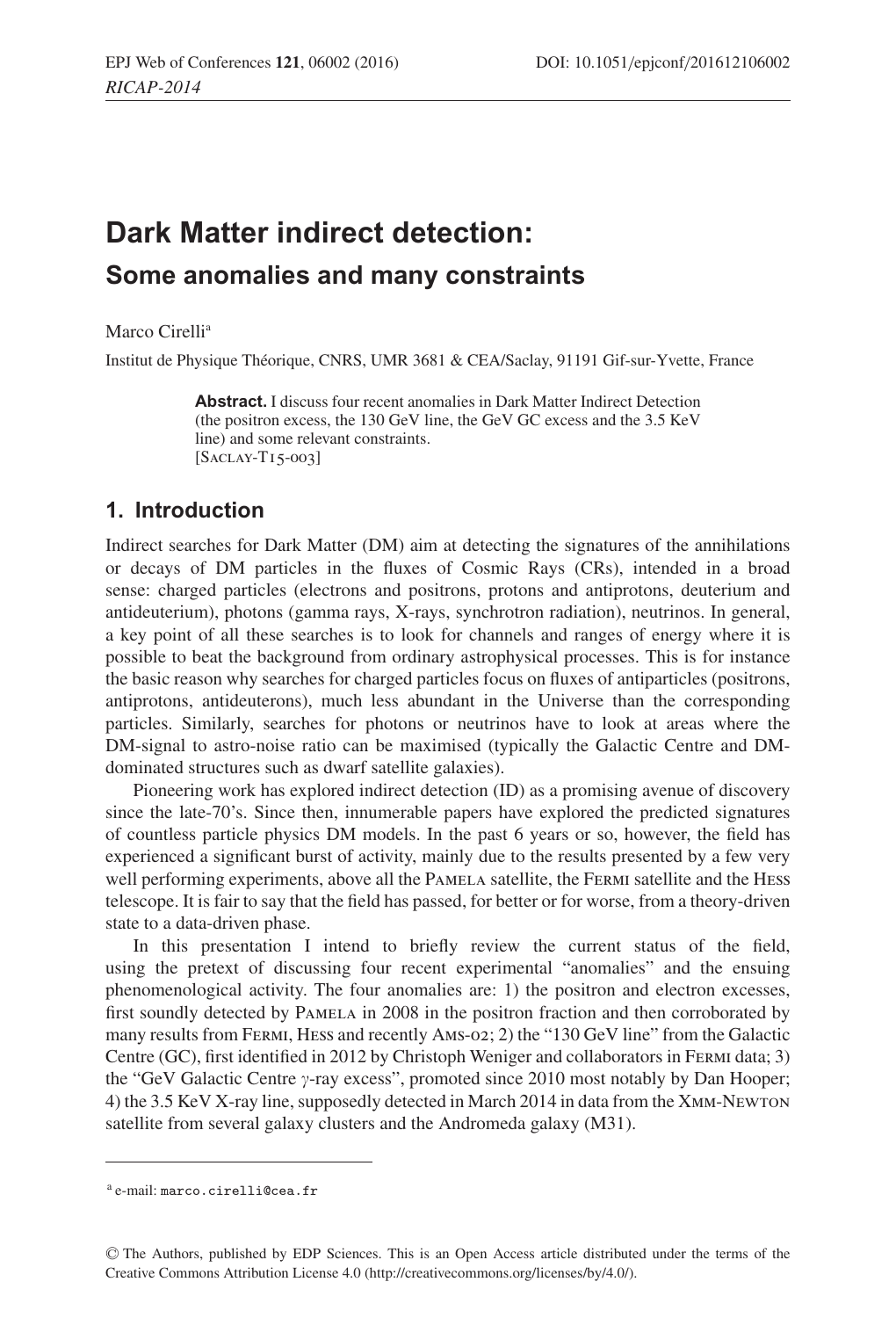# Dark Matter indirect detection:

## Some anomalies and many constraints

Marco Cirelli[a]

Institut de Physique Théorique, CNRS, UMR 3681 & CEA/Saclay, 91191 Gif-sur-Yvette, France

**Abstract.** I discuss four recent anomalies in Dark Matter Indirect Detection (the positron excess, the 130 GeV line, the GeV GC excess and the 3.5 KeV line) and some relevant constraints.
[Saclay-T15-003]

## 1. Introduction

Indirect searches for Dark Matter (DM) aim at detecting the signatures of the annihilations or decays of DM particles in the fluxes of Cosmic Rays (CRs), intended in a broad sense: charged particles (electrons and positrons, protons and antiprotons, deuterium and antideuterium), photons (gamma rays, X-rays, synchrotron radiation), neutrinos. In general, a key point of all these searches is to look for channels and ranges of energy where it is possible to beat the background from ordinary astrophysical processes. This is for instance the basic reason why searches for charged particles focus on fluxes of antiparticles (positrons, antiprotons, antideuterons), much less abundant in the Universe than the corresponding particles. Similarly, searches for photons or neutrinos have to look at areas where the DM-signal to astro-noise ratio can be maximised (typically the Galactic Centre and DM-dominated structures such as dwarf satellite galaxies).

Pioneering work has explored indirect detection (ID) as a promising avenue of discovery since the late-70's. Since then, innumerable papers have explored the predicted signatures of countless particle physics DM models. In the past 6 years or so, however, the field has experienced a significant burst of activity, mainly due to the results presented by a few very well performing experiments, above all the Pamela satellite, the Fermi satellite and the Hess telescope. It is fair to say that the field has passed, for better or for worse, from a theory-driven state to a data-driven phase.

In this presentation I intend to briefly review the current status of the field, using the pretext of discussing four recent experimental "anomalies" and the ensuing phenomenological activity. The four anomalies are: 1) the positron and electron excesses, first soundly detected by Pamela in 2008 in the positron fraction and then corroborated by many results from Fermi, Hess and recently Ams-02; 2) the "130 GeV line" from the Galactic Centre (GC), first identified in 2012 by Christoph Weniger and collaborators in Fermi data; 3) the "GeV Galactic Centre $\gamma$-ray excess", promoted since 2010 most notably by Dan Hooper; 4) the 3.5 KeV X-ray line, supposedly detected in March 2014 in data from the Xmm-Newton satellite from several galaxy clusters and the Andromeda galaxy (M31).

---

[a] e-mail: marco.cirelli@cea.fr

© The Authors, published by EDP Sciences. This is an Open Access article distributed under the terms of the Creative Commons Attribution License 4.0 (http://creativecommons.org/licenses/by/4.0/).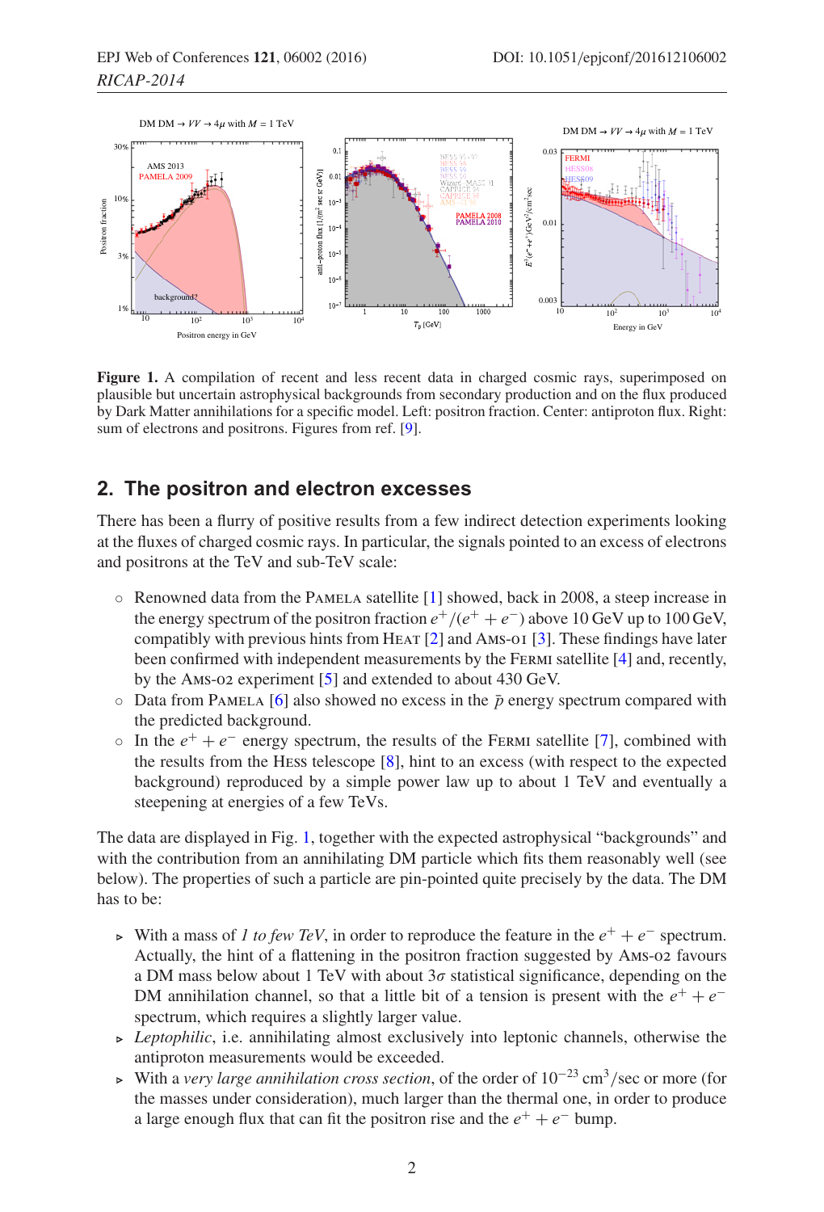**Figure 1.** A compilation of recent and less recent data in charged cosmic rays, superimposed on plausible but uncertain astrophysical backgrounds from secondary production and on the flux produced by Dark Matter annihilations for a specific model. Left: positron fraction. Center: antiproton flux. Right: sum of electrons and positrons. Figures from ref. [9].

## 2. The positron and electron excesses

There has been a flurry of positive results from a few indirect detection experiments looking at the fluxes of charged cosmic rays. In particular, the signals pointed to an excess of electrons and positrons at the TeV and sub-TeV scale:

- Renowned data from the Pamela satellite [1] showed, back in 2008, a steep increase in the energy spectrum of the positron fraction $e^+/(e^+ + e^-)$ above 10 GeV up to 100 GeV, compatibly with previous hints from Heat [2] and Ams-01 [3]. These findings have later been confirmed with independent measurements by the Fermi satellite [4] and, recently, by the Ams-02 experiment [5] and extended to about 430 GeV.
- Data from Pamela [6] also showed no excess in the $\bar{p}$ energy spectrum compared with the predicted background.
- In the $e^+ + e^-$ energy spectrum, the results of the Fermi satellite [7], combined with the results from the Hess telescope [8], hint to an excess (with respect to the expected background) reproduced by a simple power law up to about 1 TeV and eventually a steepening at energies of a few TeVs.

The data are displayed in Fig. 1, together with the expected astrophysical "backgrounds" and with the contribution from an annihilating DM particle which fits them reasonably well (see below). The properties of such a particle are pin-pointed quite precisely by the data. The DM has to be:

- With a mass of *1 to few TeV*, in order to reproduce the feature in the $e^+ + e^-$ spectrum. Actually, the hint of a flattening in the positron fraction suggested by Ams-02 favours a DM mass below about 1 TeV with about $3\sigma$ statistical significance, depending on the DM annihilation channel, so that a little bit of a tension is present with the $e^+ + e^-$ spectrum, which requires a slightly larger value.
- *Leptophilic*, i.e. annihilating almost exclusively into leptonic channels, otherwise the antiproton measurements would be exceeded.
- With a *very large annihilation cross section*, of the order of $10^{-23}$ cm$^3$/sec or more (for the masses under consideration), much larger than the thermal one, in order to produce a large enough flux that can fit the positron rise and the $e^+ + e^-$ bump.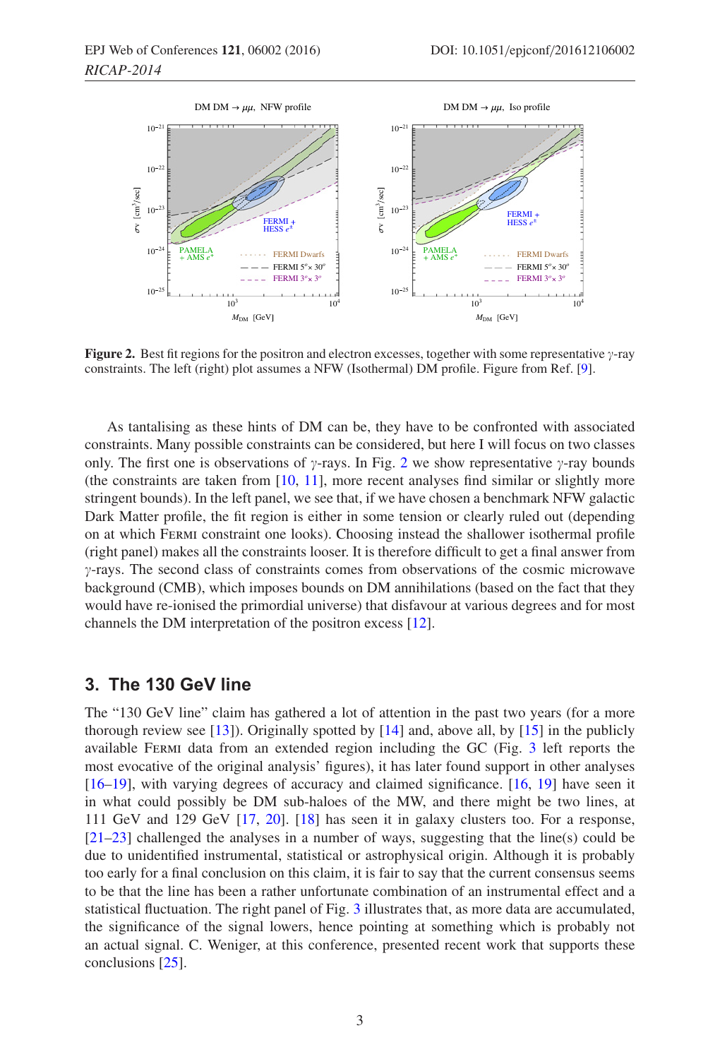**Figure 2.** Best fit regions for the positron and electron excesses, together with some representative $\gamma$-ray constraints. The left (right) plot assumes a NFW (Isothermal) DM profile. Figure from Ref. [9].

As tantalising as these hints of DM can be, they have to be confronted with associated constraints. Many possible constraints can be considered, but here I will focus on two classes only. The first one is observations of $\gamma$-rays. In Fig. 2 we show representative $\gamma$-ray bounds (the constraints are taken from [10, 11], more recent analyses find similar or slightly more stringent bounds). In the left panel, we see that, if we have chosen a benchmark NFW galactic Dark Matter profile, the fit region is either in some tension or clearly ruled out (depending on at which Fermi constraint one looks). Choosing instead the shallower isothermal profile (right panel) makes all the constraints looser. It is therefore difficult to get a final answer from $\gamma$-rays. The second class of constraints comes from observations of the cosmic microwave background (CMB), which imposes bounds on DM annihilations (based on the fact that they would have re-ionised the primordial universe) that disfavour at various degrees and for most channels the DM interpretation of the positron excess [12].

## 3. The 130 GeV line

The "130 GeV line" claim has gathered a lot of attention in the past two years (for a more thorough review see [13]). Originally spotted by [14] and, above all, by [15] in the publicly available Fermi data from an extended region including the GC (Fig. 3 left reports the most evocative of the original analysis' figures), it has later found support in other analyses [16–19], with varying degrees of accuracy and claimed significance. [16, 19] have seen it in what could possibly be DM sub-haloes of the MW, and there might be two lines, at 111 GeV and 129 GeV [17, 20]. [18] has seen it in galaxy clusters too. For a response, [21–23] challenged the analyses in a number of ways, suggesting that the line(s) could be due to unidentified instrumental, statistical or astrophysical origin. Although it is probably too early for a final conclusion on this claim, it is fair to say that the current consensus seems to be that the line has been a rather unfortunate combination of an instrumental effect and a statistical fluctuation. The right panel of Fig. 3 illustrates that, as more data are accumulated, the significance of the signal lowers, hence pointing at something which is probably not an actual signal. C. Weniger, at this conference, presented recent work that supports these conclusions [25].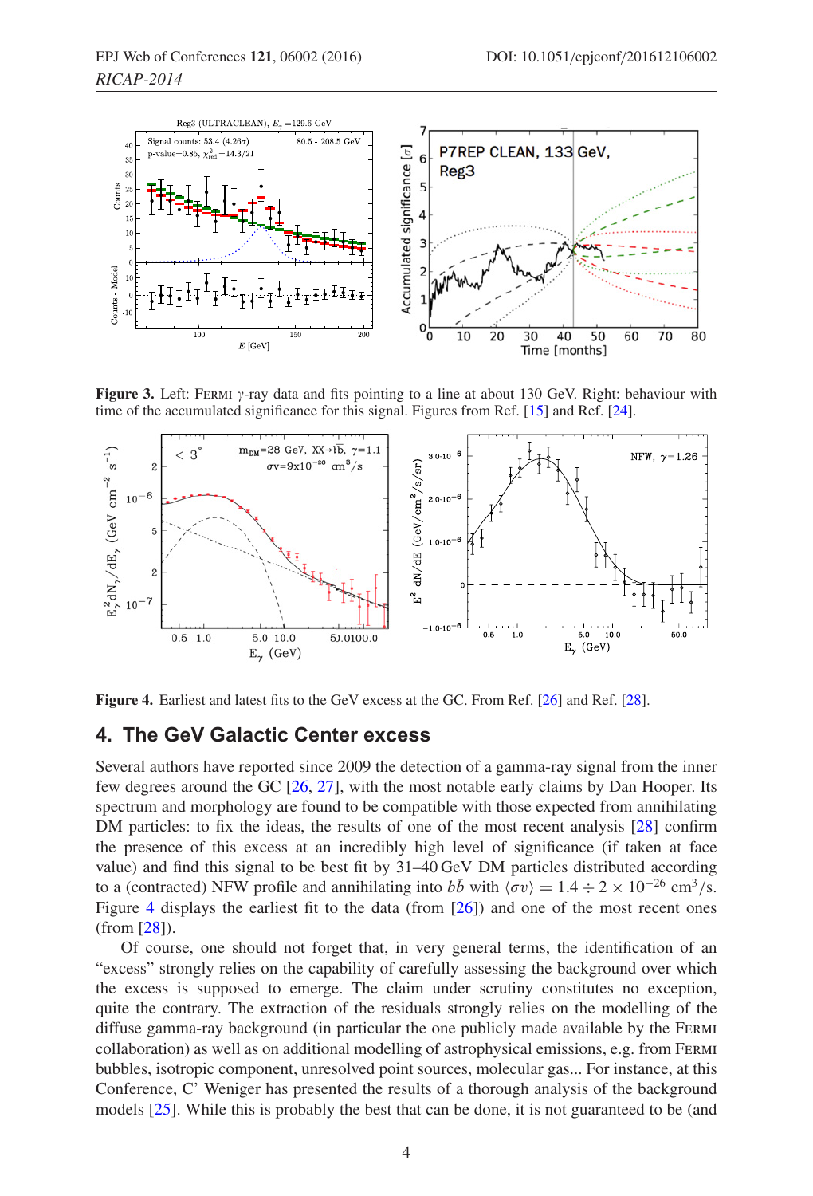**Figure 3.** Left: FERMI $\gamma$-ray data and fits pointing to a line at about 130 GeV. Right: behaviour with time of the accumulated significance for this signal. Figures from Ref. [15] and Ref. [24].

**Figure 4.** Earliest and latest fits to the GeV excess at the GC. From Ref. [26] and Ref. [28].

## 4. The GeV Galactic Center excess

Several authors have reported since 2009 the detection of a gamma-ray signal from the inner few degrees around the GC [26, 27], with the most notable early claims by Dan Hooper. Its spectrum and morphology are found to be compatible with those expected from annihilating DM particles: to fix the ideas, the results of one of the most recent analysis [28] confirm the presence of this excess at an incredibly high level of significance (if taken at face value) and find this signal to be best fit by 31–40 GeV DM particles distributed according to a (contracted) NFW profile and annihilating into $b\bar{b}$ with $\langle\sigma v\rangle = 1.4 \div 2 \times 10^{-26}$ cm$^3$/s. Figure 4 displays the earliest fit to the data (from [26]) and one of the most recent ones (from [28]).

Of course, one should not forget that, in very general terms, the identification of an "excess" strongly relies on the capability of carefully assessing the background over which the excess is supposed to emerge. The claim under scrutiny constitutes no exception, quite the contrary. The extraction of the residuals strongly relies on the modelling of the diffuse gamma-ray background (in particular the one publicly made available by the FERMI collaboration) as well as on additional modelling of astrophysical emissions, e.g. from FERMI bubbles, isotropic component, unresolved point sources, molecular gas... For instance, at this Conference, C' Weniger has presented the results of a thorough analysis of the background models [25]. While this is probably the best that can be done, it is not guaranteed to be (and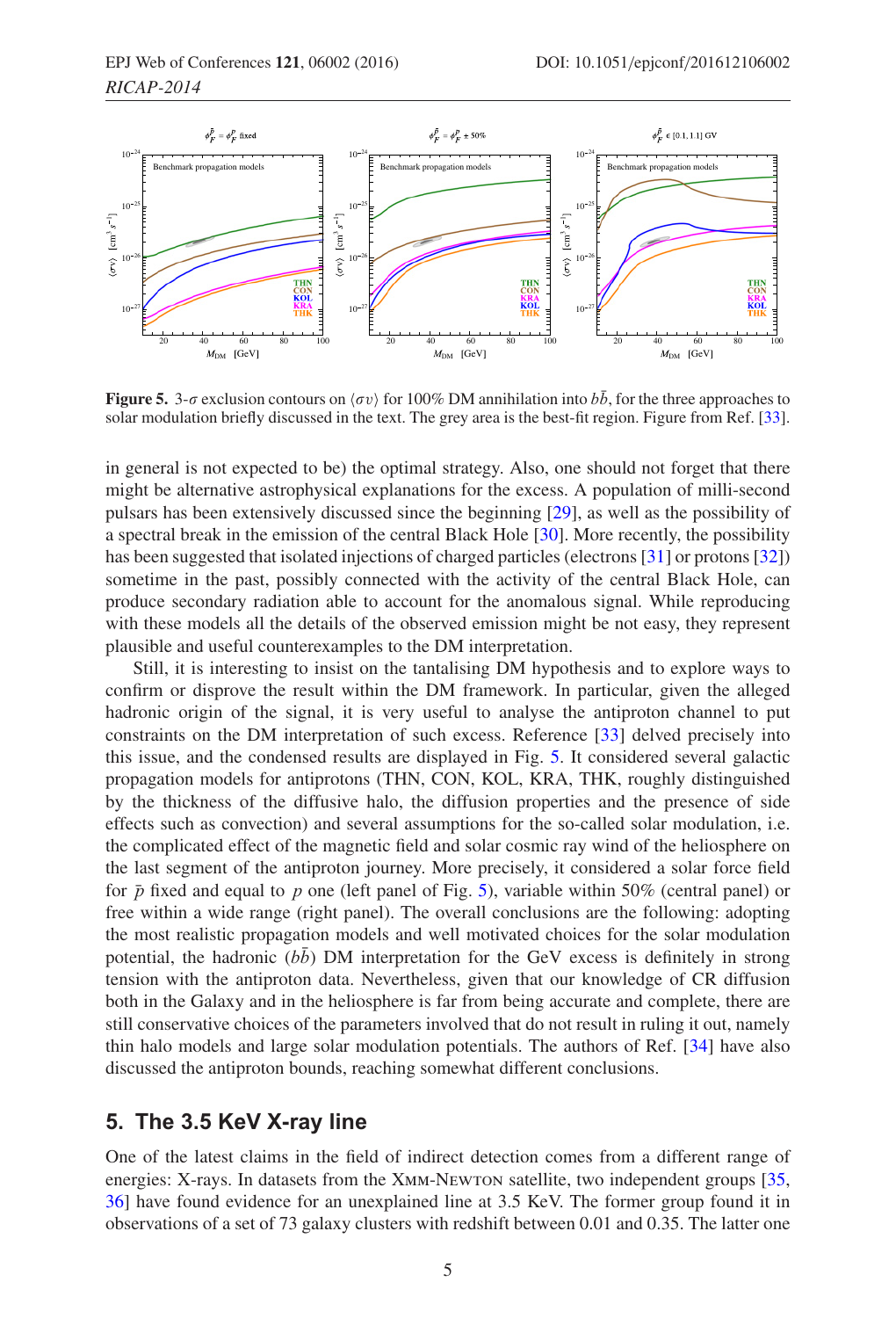**Figure 5.** 3-$\sigma$ exclusion contours on $\langle\sigma v\rangle$ for 100% DM annihilation into $b\bar{b}$, for the three approaches to solar modulation briefly discussed in the text. The grey area is the best-fit region. Figure from Ref. [33].

in general is not expected to be) the optimal strategy. Also, one should not forget that there might be alternative astrophysical explanations for the excess. A population of milli-second pulsars has been extensively discussed since the beginning [29], as well as the possibility of a spectral break in the emission of the central Black Hole [30]. More recently, the possibility has been suggested that isolated injections of charged particles (electrons [31] or protons [32]) sometime in the past, possibly connected with the activity of the central Black Hole, can produce secondary radiation able to account for the anomalous signal. While reproducing with these models all the details of the observed emission might be not easy, they represent plausible and useful counterexamples to the DM interpretation.

Still, it is interesting to insist on the tantalising DM hypothesis and to explore ways to confirm or disprove the result within the DM framework. In particular, given the alleged hadronic origin of the signal, it is very useful to analyse the antiproton channel to put constraints on the DM interpretation of such excess. Reference [33] delved precisely into this issue, and the condensed results are displayed in Fig. 5. It considered several galactic propagation models for antiprotons (THN, CON, KOL, KRA, THK, roughly distinguished by the thickness of the diffusive halo, the diffusion properties and the presence of side effects such as convection) and several assumptions for the so-called solar modulation, i.e. the complicated effect of the magnetic field and solar cosmic ray wind of the heliosphere on the last segment of the antiproton journey. More precisely, it considered a solar force field for $\bar{p}$ fixed and equal to $p$ one (left panel of Fig. 5), variable within 50% (central panel) or free within a wide range (right panel). The overall conclusions are the following: adopting the most realistic propagation models and well motivated choices for the solar modulation potential, the hadronic ($b\bar{b}$) DM interpretation for the GeV excess is definitely in strong tension with the antiproton data. Nevertheless, given that our knowledge of CR diffusion both in the Galaxy and in the heliosphere is far from being accurate and complete, there are still conservative choices of the parameters involved that do not result in ruling it out, namely thin halo models and large solar modulation potentials. The authors of Ref. [34] have also discussed the antiproton bounds, reaching somewhat different conclusions.

## 5. The 3.5 KeV X-ray line

One of the latest claims in the field of indirect detection comes from a different range of energies: X-rays. In datasets from the XMM-Newton satellite, two independent groups [35, 36] have found evidence for an unexplained line at 3.5 KeV. The former group found it in observations of a set of 73 galaxy clusters with redshift between 0.01 and 0.35. The latter one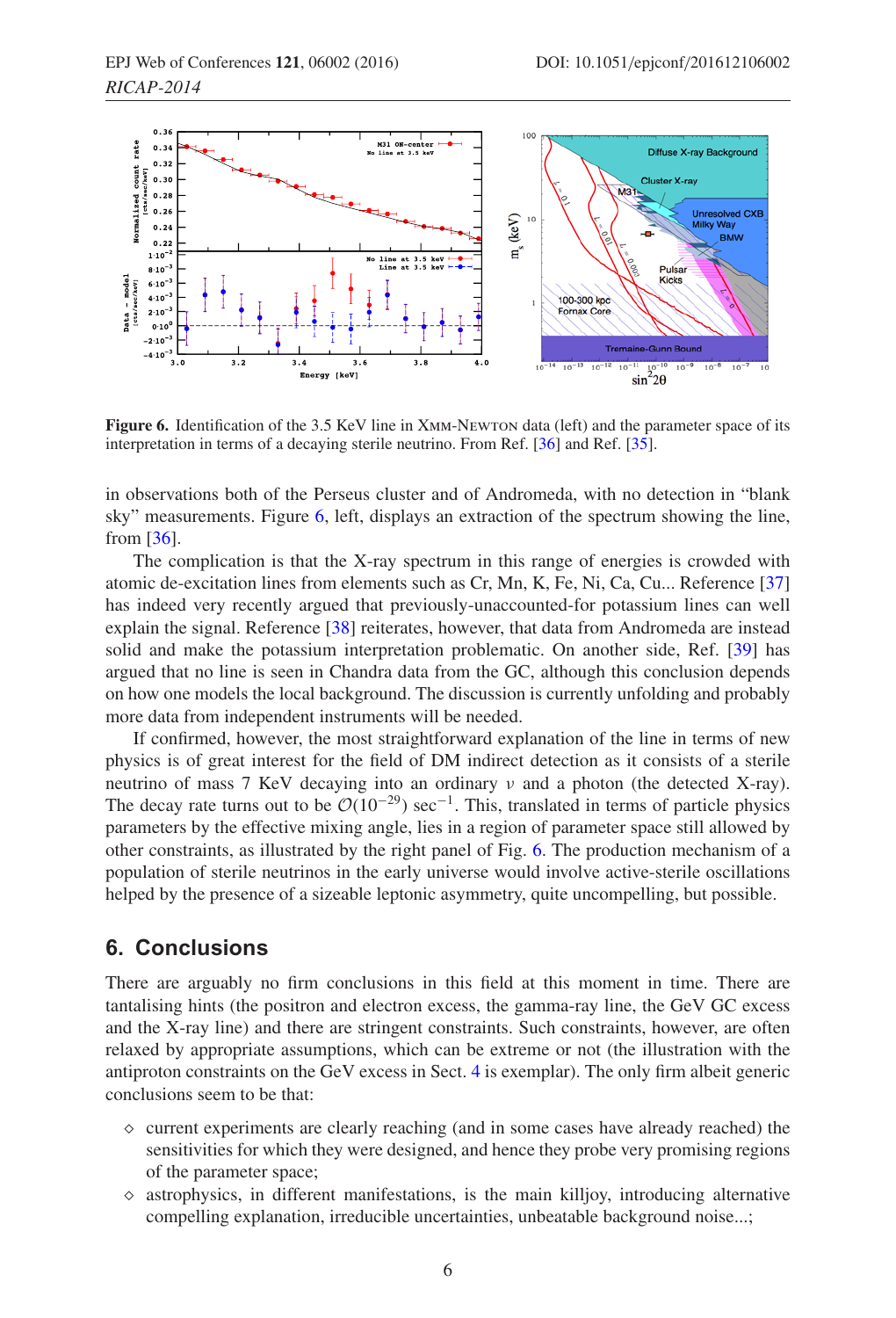**Figure 6.** Identification of the 3.5 KeV line in XMM-NEWTON data (left) and the parameter space of its interpretation in terms of a decaying sterile neutrino. From Ref. [36] and Ref. [35].

in observations both of the Perseus cluster and of Andromeda, with no detection in "blank sky" measurements. Figure 6, left, displays an extraction of the spectrum showing the line, from [36].

The complication is that the X-ray spectrum in this range of energies is crowded with atomic de-excitation lines from elements such as Cr, Mn, K, Fe, Ni, Ca, Cu... Reference [37] has indeed very recently argued that previously-unaccounted-for potassium lines can well explain the signal. Reference [38] reiterates, however, that data from Andromeda are instead solid and make the potassium interpretation problematic. On another side, Ref. [39] has argued that no line is seen in Chandra data from the GC, although this conclusion depends on how one models the local background. The discussion is currently unfolding and probably more data from independent instruments will be needed.

If confirmed, however, the most straightforward explanation of the line in terms of new physics is of great interest for the field of DM indirect detection as it consists of a sterile neutrino of mass 7 KeV decaying into an ordinary $\nu$ and a photon (the detected X-ray). The decay rate turns out to be $\mathcal{O}(10^{-29})$ sec$^{-1}$. This, translated in terms of particle physics parameters by the effective mixing angle, lies in a region of parameter space still allowed by other constraints, as illustrated by the right panel of Fig. 6. The production mechanism of a population of sterile neutrinos in the early universe would involve active-sterile oscillations helped by the presence of a sizeable leptonic asymmetry, quite uncompelling, but possible.

## 6. Conclusions

There are arguably no firm conclusions in this field at this moment in time. There are tantalising hints (the positron and electron excess, the gamma-ray line, the GeV GC excess and the X-ray line) and there are stringent constraints. Such constraints, however, are often relaxed by appropriate assumptions, which can be extreme or not (the illustration with the antiproton constraints on the GeV excess in Sect. 4 is exemplar). The only firm albeit generic conclusions seem to be that:

- ◇ current experiments are clearly reaching (and in some cases have already reached) the sensitivities for which they were designed, and hence they probe very promising regions of the parameter space;
- ◇ astrophysics, in different manifestations, is the main killjoy, introducing alternative compelling explanation, irreducible uncertainties, unbeatable background noise...;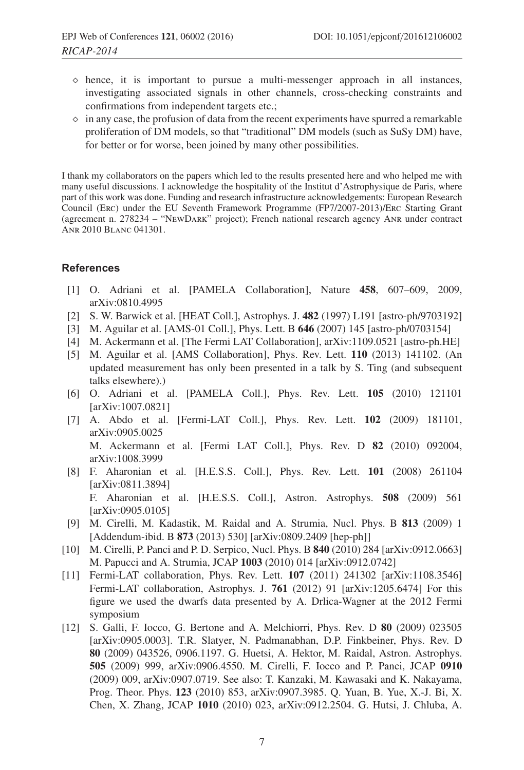- ◇ hence, it is important to pursue a multi-messenger approach in all instances, investigating associated signals in other channels, cross-checking constraints and confirmations from independent targets etc.;
- ◇ in any case, the profusion of data from the recent experiments have spurred a remarkable proliferation of DM models, so that "traditional" DM models (such as SuSy DM) have, for better or for worse, been joined by many other possibilities.

I thank my collaborators on the papers which led to the results presented here and who helped me with many useful discussions. I acknowledge the hospitality of the Institut d'Astrophysique de Paris, where part of this work was done. Funding and research infrastructure acknowledgements: European Research Council (Erc) under the EU Seventh Framework Programme (FP7/2007-2013)/Erc Starting Grant (agreement n. 278234 – "NewDark" project); French national research agency Anr under contract Anr 2010 Blanc 041301.

## References

[1] O. Adriani et al. [PAMELA Collaboration], Nature **458**, 607–609, 2009, arXiv:0810.4995

[2] S. W. Barwick et al. [HEAT Coll.], Astrophys. J. **482** (1997) L191 [astro-ph/9703192]

[3] M. Aguilar et al. [AMS-01 Coll.], Phys. Lett. B **646** (2007) 145 [astro-ph/0703154]

[4] M. Ackermann et al. [The Fermi LAT Collaboration], arXiv:1109.0521 [astro-ph.HE]

[5] M. Aguilar et al. [AMS Collaboration], Phys. Rev. Lett. **110** (2013) 141102. (An updated measurement has only been presented in a talk by S. Ting (and subsequent talks elsewhere).)

[6] O. Adriani et al. [PAMELA Coll.], Phys. Rev. Lett. **105** (2010) 121101 [arXiv:1007.0821]

[7] A. Abdo et al. [Fermi-LAT Coll.], Phys. Rev. Lett. **102** (2009) 181101, arXiv:0905.0025
M. Ackermann et al. [Fermi LAT Coll.], Phys. Rev. D **82** (2010) 092004, arXiv:1008.3999

[8] F. Aharonian et al. [H.E.S.S. Coll.], Phys. Rev. Lett. **101** (2008) 261104 [arXiv:0811.3894]
F. Aharonian et al. [H.E.S.S. Coll.], Astron. Astrophys. **508** (2009) 561 [arXiv:0905.0105]

[9] M. Cirelli, M. Kadastik, M. Raidal and A. Strumia, Nucl. Phys. B **813** (2009) 1 [Addendum-ibid. B **873** (2013) 530] [arXiv:0809.2409 [hep-ph]]

[10] M. Cirelli, P. Panci and P. D. Serpico, Nucl. Phys. B **840** (2010) 284 [arXiv:0912.0663] M. Papucci and A. Strumia, JCAP **1003** (2010) 014 [arXiv:0912.0742]

[11] Fermi-LAT collaboration, Phys. Rev. Lett. **107** (2011) 241302 [arXiv:1108.3546] Fermi-LAT collaboration, Astrophys. J. **761** (2012) 91 [arXiv:1205.6474] For this figure we used the dwarfs data presented by A. Drlica-Wagner at the 2012 Fermi symposium

[12] S. Galli, F. Iocco, G. Bertone and A. Melchiorri, Phys. Rev. D **80** (2009) 023505 [arXiv:0905.0003]. T.R. Slatyer, N. Padmanabhan, D.P. Finkbeiner, Phys. Rev. D **80** (2009) 043526, 0906.1197. G. Huetsi, A. Hektor, M. Raidal, Astron. Astrophys. **505** (2009) 999, arXiv:0906.4550. M. Cirelli, F. Iocco and P. Panci, JCAP **0910** (2009) 009, arXiv:0907.0719. See also: T. Kanzaki, M. Kawasaki and K. Nakayama, Prog. Theor. Phys. **123** (2010) 853, arXiv:0907.3985. Q. Yuan, B. Yue, X.-J. Bi, X. Chen, X. Zhang, JCAP **1010** (2010) 023, arXiv:0912.2504. G. Hutsi, J. Chluba, A.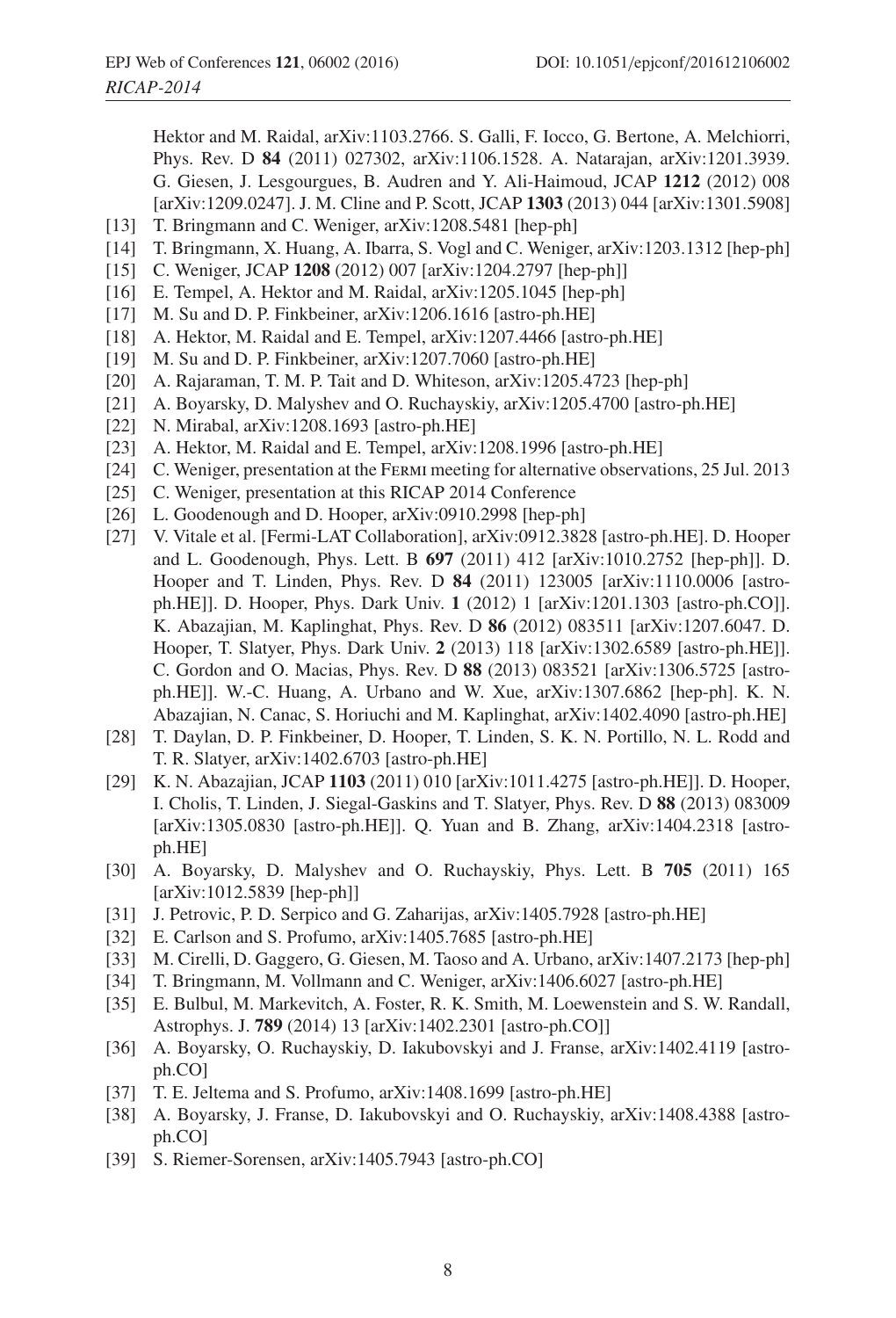Hektor and M. Raidal, arXiv:1103.2766. S. Galli, F. Iocco, G. Bertone, A. Melchiorri, Phys. Rev. D **84** (2011) 027302, arXiv:1106.1528. A. Natarajan, arXiv:1201.3939. G. Giesen, J. Lesgourgues, B. Audren and Y. Ali-Haimoud, JCAP **1212** (2012) 008 [arXiv:1209.0247]. J. M. Cline and P. Scott, JCAP **1303** (2013) 044 [arXiv:1301.5908]

- [13] T. Bringmann and C. Weniger, arXiv:1208.5481 [hep-ph]
- [14] T. Bringmann, X. Huang, A. Ibarra, S. Vogl and C. Weniger, arXiv:1203.1312 [hep-ph]
- [15] C. Weniger, JCAP **1208** (2012) 007 [arXiv:1204.2797 [hep-ph]]
- [16] E. Tempel, A. Hektor and M. Raidal, arXiv:1205.1045 [hep-ph]
- [17] M. Su and D. P. Finkbeiner, arXiv:1206.1616 [astro-ph.HE]
- [18] A. Hektor, M. Raidal and E. Tempel, arXiv:1207.4466 [astro-ph.HE]
- [19] M. Su and D. P. Finkbeiner, arXiv:1207.7060 [astro-ph.HE]
- [20] A. Rajaraman, T. M. P. Tait and D. Whiteson, arXiv:1205.4723 [hep-ph]
- [21] A. Boyarsky, D. Malyshev and O. Ruchayskiy, arXiv:1205.4700 [astro-ph.HE]
- [22] N. Mirabal, arXiv:1208.1693 [astro-ph.HE]
- [23] A. Hektor, M. Raidal and E. Tempel, arXiv:1208.1996 [astro-ph.HE]
- [24] C. Weniger, presentation at the Fermi meeting for alternative observations, 25 Jul. 2013
- [25] C. Weniger, presentation at this RICAP 2014 Conference
- [26] L. Goodenough and D. Hooper, arXiv:0910.2998 [hep-ph]
- [27] V. Vitale et al. [Fermi-LAT Collaboration], arXiv:0912.3828 [astro-ph.HE]. D. Hooper and L. Goodenough, Phys. Lett. B **697** (2011) 412 [arXiv:1010.2752 [hep-ph]]. D. Hooper and T. Linden, Phys. Rev. D **84** (2011) 123005 [arXiv:1110.0006 [astro-ph.HE]]. D. Hooper, Phys. Dark Univ. **1** (2012) 1 [arXiv:1201.1303 [astro-ph.CO]]. K. Abazajian, M. Kaplinghat, Phys. Rev. D **86** (2012) 083511 [arXiv:1207.6047. D. Hooper, T. Slatyer, Phys. Dark Univ. **2** (2013) 118 [arXiv:1302.6589 [astro-ph.HE]]. C. Gordon and O. Macias, Phys. Rev. D **88** (2013) 083521 [arXiv:1306.5725 [astro-ph.HE]]. W.-C. Huang, A. Urbano and W. Xue, arXiv:1307.6862 [hep-ph]. K. N. Abazajian, N. Canac, S. Horiuchi and M. Kaplinghat, arXiv:1402.4090 [astro-ph.HE]
- [28] T. Daylan, D. P. Finkbeiner, D. Hooper, T. Linden, S. K. N. Portillo, N. L. Rodd and T. R. Slatyer, arXiv:1402.6703 [astro-ph.HE]
- [29] K. N. Abazajian, JCAP **1103** (2011) 010 [arXiv:1011.4275 [astro-ph.HE]]. D. Hooper, I. Cholis, T. Linden, J. Siegal-Gaskins and T. Slatyer, Phys. Rev. D **88** (2013) 083009 [arXiv:1305.0830 [astro-ph.HE]]. Q. Yuan and B. Zhang, arXiv:1404.2318 [astro-ph.HE]
- [30] A. Boyarsky, D. Malyshev and O. Ruchayskiy, Phys. Lett. B **705** (2011) 165 [arXiv:1012.5839 [hep-ph]]
- [31] J. Petrovic, P. D. Serpico and G. Zaharijas, arXiv:1405.7928 [astro-ph.HE]
- [32] E. Carlson and S. Profumo, arXiv:1405.7685 [astro-ph.HE]
- [33] M. Cirelli, D. Gaggero, G. Giesen, M. Taoso and A. Urbano, arXiv:1407.2173 [hep-ph]
- [34] T. Bringmann, M. Vollmann and C. Weniger, arXiv:1406.6027 [astro-ph.HE]
- [35] E. Bulbul, M. Markevitch, A. Foster, R. K. Smith, M. Loewenstein and S. W. Randall, Astrophys. J. **789** (2014) 13 [arXiv:1402.2301 [astro-ph.CO]]
- [36] A. Boyarsky, O. Ruchayskiy, D. Iakubovskyi and J. Franse, arXiv:1402.4119 [astro-ph.CO]
- [37] T. E. Jeltema and S. Profumo, arXiv:1408.1699 [astro-ph.HE]
- [38] A. Boyarsky, J. Franse, D. Iakubovskyi and O. Ruchayskiy, arXiv:1408.4388 [astro-ph.CO]
- [39] S. Riemer-Sorensen, arXiv:1405.7943 [astro-ph.CO]